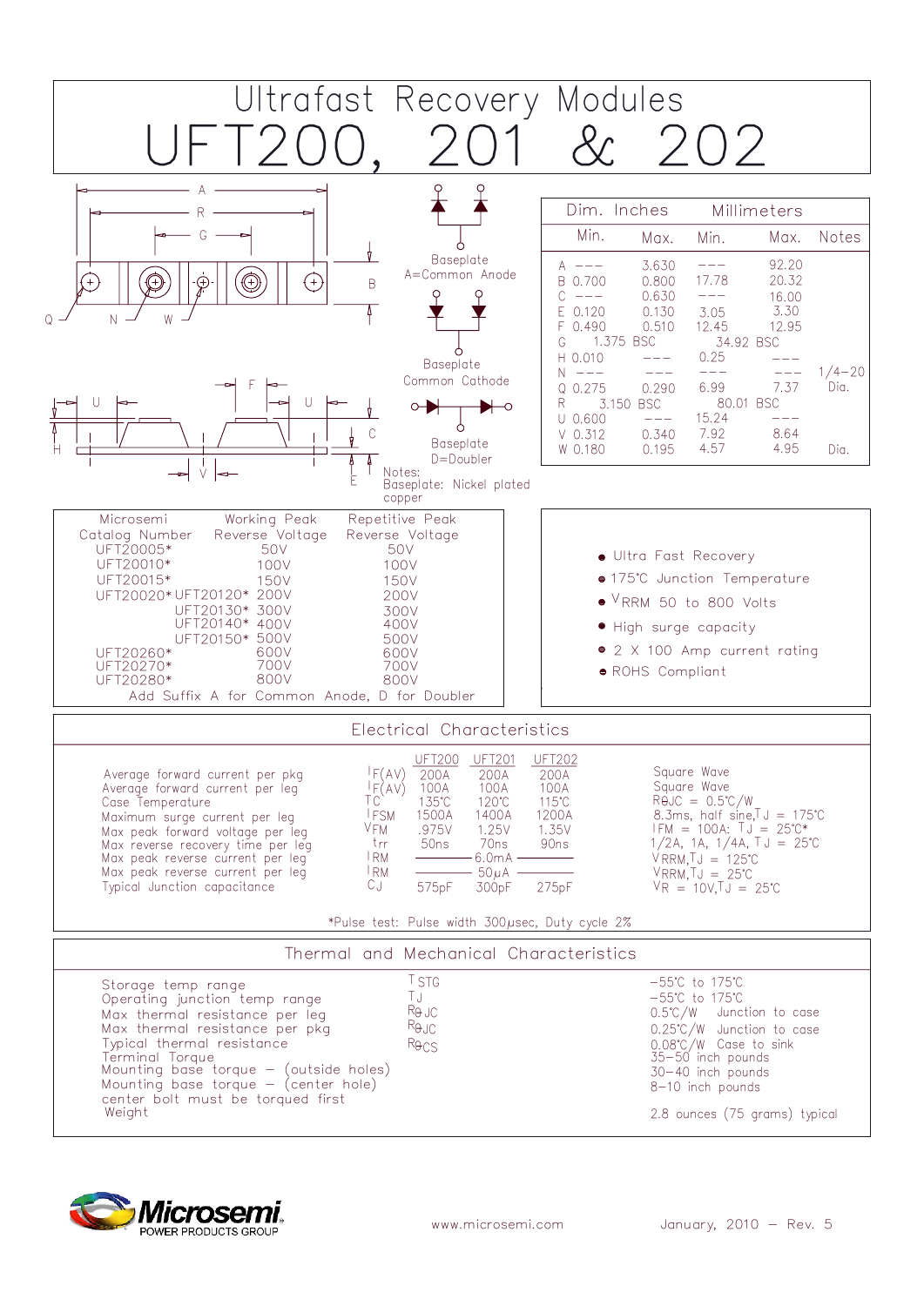# Ultrafast Recovery Modules

# UFT200, 201 & 202

Baseplate
A=Common Anode

Baseplate
Common Cathode

Baseplate
D=Doubler

Notes:
Baseplate: Nickel plated copper

| Dim. | Inches Min. | Inches Max. | Millimeters Min. | Millimeters Max. | Notes |
|---|---|---|---|---|---|
| A | --- | 3.630 | --- | 92.20 | |
| B | 0.700 | 0.800 | 17.78 | 20.32 | |
| C | --- | 0.630 | --- | 16.00 | |
| E | 0.120 | 0.130 | 3.05 | 3.30 | |
| F | 0.490 | 0.510 | 12.45 | 12.95 | |
| G | 1.375 BSC | | 34.92 BSC | | |
| H | 0.010 | --- | 0.25 | --- | |
| N | --- | --- | --- | --- | 1/4–20 |
| Q | 0.275 | 0.290 | 6.99 | 7.37 | Dia. |
| R | 3.150 BSC | | 80.01 BSC | | |
| U | 0.600 | --- | 15.24 | --- | |
| V | 0.312 | 0.340 | 7.92 | 8.64 | |
| W | 0.180 | 0.195 | 4.57 | 4.95 | Dia. |

| Microsemi Catalog Number | | Working Peak Reverse Voltage | Repetitive Peak Reverse Voltage |
|---|---|---|---|
| UFT20005* | | 50V | 50V |
| UFT20010* | | 100V | 100V |
| UFT20015* | | 150V | 150V |
| UFT20020* | UFT20120* | 200V | 200V |
| | UFT20130* | 300V | 300V |
| | UFT20140* | 400V | 400V |
| | UFT20150* | 500V | 500V |
| UFT20260* | | 600V | 600V |
| UFT20270* | | 700V | 700V |
| UFT20280* | | 800V | 800V |

Add Suffix A for Common Anode, D for Doubler

- Ultra Fast Recovery
- 175°C Junction Temperature
- $V_{RRM}$ 50 to 800 Volts
- High surge capacity
- 2 X 100 Amp current rating
- ROHS Compliant

## Electrical Characteristics

| | | UFT200 | UFT201 | UFT202 | |
|---|---|---|---|---|---|
| Average forward current per pkg | $I_{F(AV)}$ | 200A | 200A | 200A | Square Wave |
| Average forward current per leg | $I_{F(AV)}$ | 100A | 100A | 100A | Square Wave |
| Case Temperature | $T_C$ | 135°C | 120°C | 115°C | $R_{\theta JC}$ = 0.5°C/W |
| Maximum surge current per leg | $I_{FSM}$ | 1500A | 1400A | 1200A | 8.3ms, half sine, $T_J$ = 175°C |
| Max peak forward voltage per leg | $V_{FM}$ | .975V | 1.25V | 1.35V | $I_{FM}$ = 100A: $T_J$ = 25°C* |
| Max reverse recovery time per leg | $t_{rr}$ | 50ns | 70ns | 90ns | 1/2A, 1A, 1/4A, $T_J$ = 25°C |
| Max peak reverse current per leg | $I_{RM}$ | | 6.0mA | | $V_{RRM}$, $T_J$ = 125°C |
| Max peak reverse current per leg | $I_{RM}$ | | 50μA | | $V_{RRM}$, $T_J$ = 25°C |
| Typical Junction capacitance | $C_J$ | 575pF | 300pF | 275pF | $V_R$ = 10V, $T_J$ = 25°C |

*Pulse test: Pulse width 300μsec, Duty cycle 2%

## Thermal and Mechanical Characteristics

| | | |
|---|---|---|
| Storage temp range | $T_{STG}$ | −55°C to 175°C |
| Operating junction temp range | $T_J$ | −55°C to 175°C |
| Max thermal resistance per leg | $R_{\theta JC}$ | 0.5°C/W Junction to case |
| Max thermal resistance per pkg | $R_{\theta JC}$ | 0.25°C/W Junction to case |
| Typical thermal resistance | $R_{\theta CS}$ | 0.08°C/W Case to sink |
| Terminal Torque | | 35–50 inch pounds |
| Mounting base torque – (outside holes) | | 30–40 inch pounds |
| Mounting base torque – (center hole) center bolt must be torqued first | | 8–10 inch pounds |
| Weight | | 2.8 ounces (75 grams) typical |

Microsemi POWER PRODUCTS GROUP

www.microsemi.com

January, 2010 – Rev. 5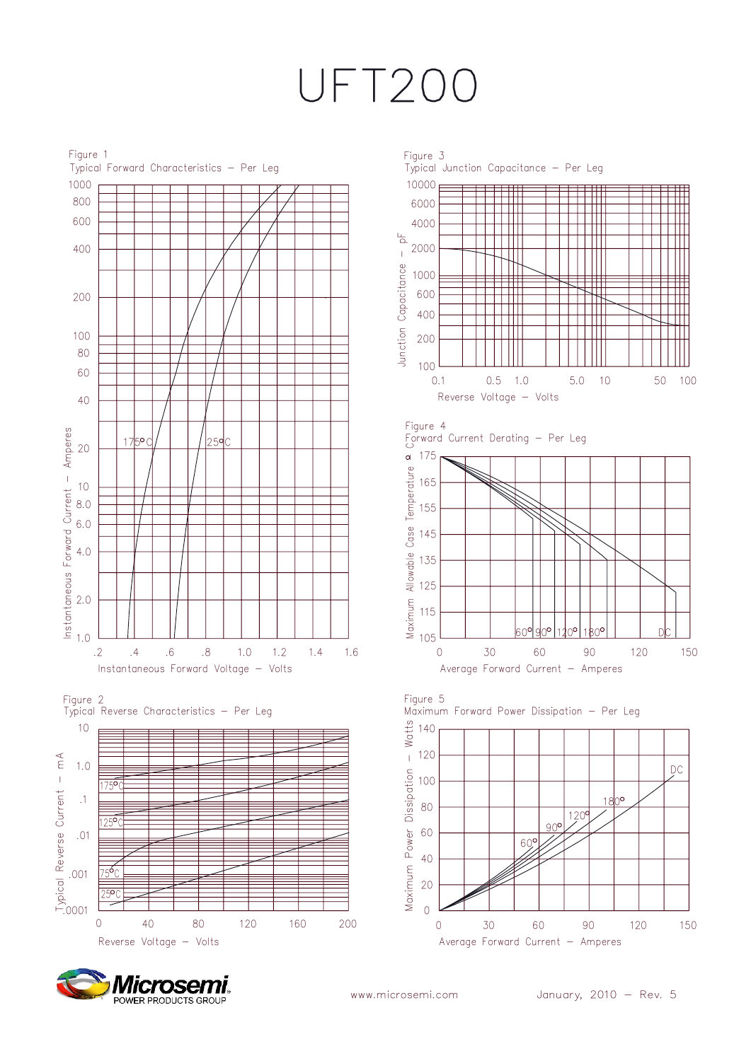# UFT200

Figure 1
Typical Forward Characteristics – Per Leg

Instantaneous Forward Current – Amperes: 1000, 800, 600, 400, 200, 100, 80, 60, 40, 20, 10, 8.0, 6.0, 4.0, 2.0, 1.0

175°C, 25°C

Instantaneous Forward Voltage – Volts: .2, .4, .6, .8, 1.0, 1.2, 1.4, 1.6

Figure 3
Typical Junction Capacitance – Per Leg

Junction Capacitance – pF: 10000, 6000, 4000, 2000, 1000, 600, 400, 200, 100

Reverse Voltage – Volts: 0.1, 0.5, 1.0, 5.0, 10, 50, 100

Figure 4
Forward Current Derating – Per Leg

Maximum Allowable Case Temperature – °C: 175, 165, 155, 145, 135, 125, 115, 105

60°, 90°, 120°, 180°, DC

Average Forward Current – Amperes: 0, 30, 60, 90, 120, 150

Figure 2
Typical Reverse Characteristics – Per Leg

Typical Reverse Current – mA: 10, 1.0, .1, .01, .001, .0001

175°C, 125°C, 75°C, 25°C

Reverse Voltage – Volts: 0, 40, 80, 120, 160, 200

Figure 5
Maximum Forward Power Dissipation – Per Leg

Maximum Power Dissipation – Watts: 140, 120, 100, 80, 60, 40, 20, 0

DC, 180°, 120°, 90°, 60°

Average Forward Current – Amperes: 0, 30, 60, 90, 120, 150

Microsemi POWER PRODUCTS GROUP

www.microsemi.com

January, 2010 – Rev. 5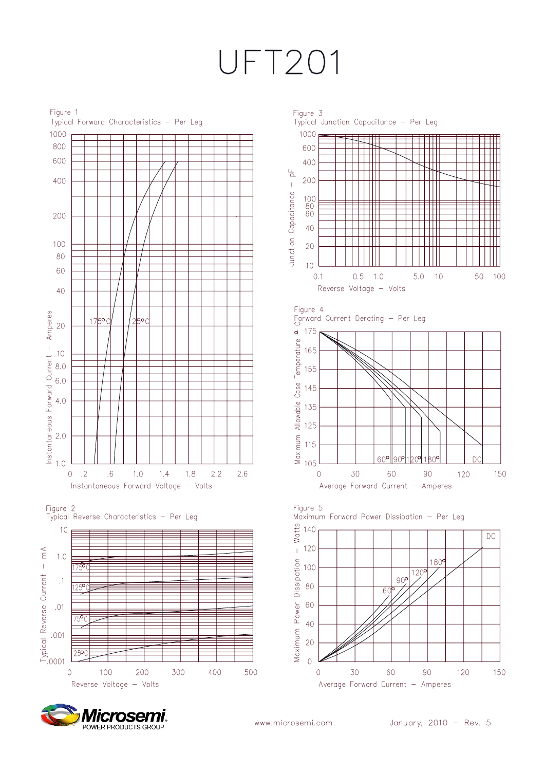# UFT201

Figure 1
Typical Forward Characteristics – Per Leg

Instantaneous Forward Current – Amperes (1.0 – 1000)

Instantaneous Forward Voltage – Volts (0 – 2.6)

175°C, 25°C

Figure 2
Typical Reverse Characteristics – Per Leg

Typical Reverse Current – mA (.0001 – 10)

Reverse Voltage – Volts (0 – 500)

175°C, 125°C, 75°C, 25°C

Figure 3
Typical Junction Capacitance – Per Leg

Junction Capacitance – pF (10 – 1000)

Reverse Voltage – Volts (0.1 – 100)

Figure 4
Forward Current Derating – Per Leg

Maximum Allowable Case Temperature – °C (105 – 175)

Average Forward Current – Amperes (0 – 150)

60°, 90°, 120°, 180°, DC

Figure 5
Maximum Forward Power Dissipation – Per Leg

Maximum Power Dissipation – Watts (0 – 140)

Average Forward Current – Amperes (0 – 150)

60°, 90°, 120°, 180°, DC

www.microsemi.com

January, 2010 – Rev. 5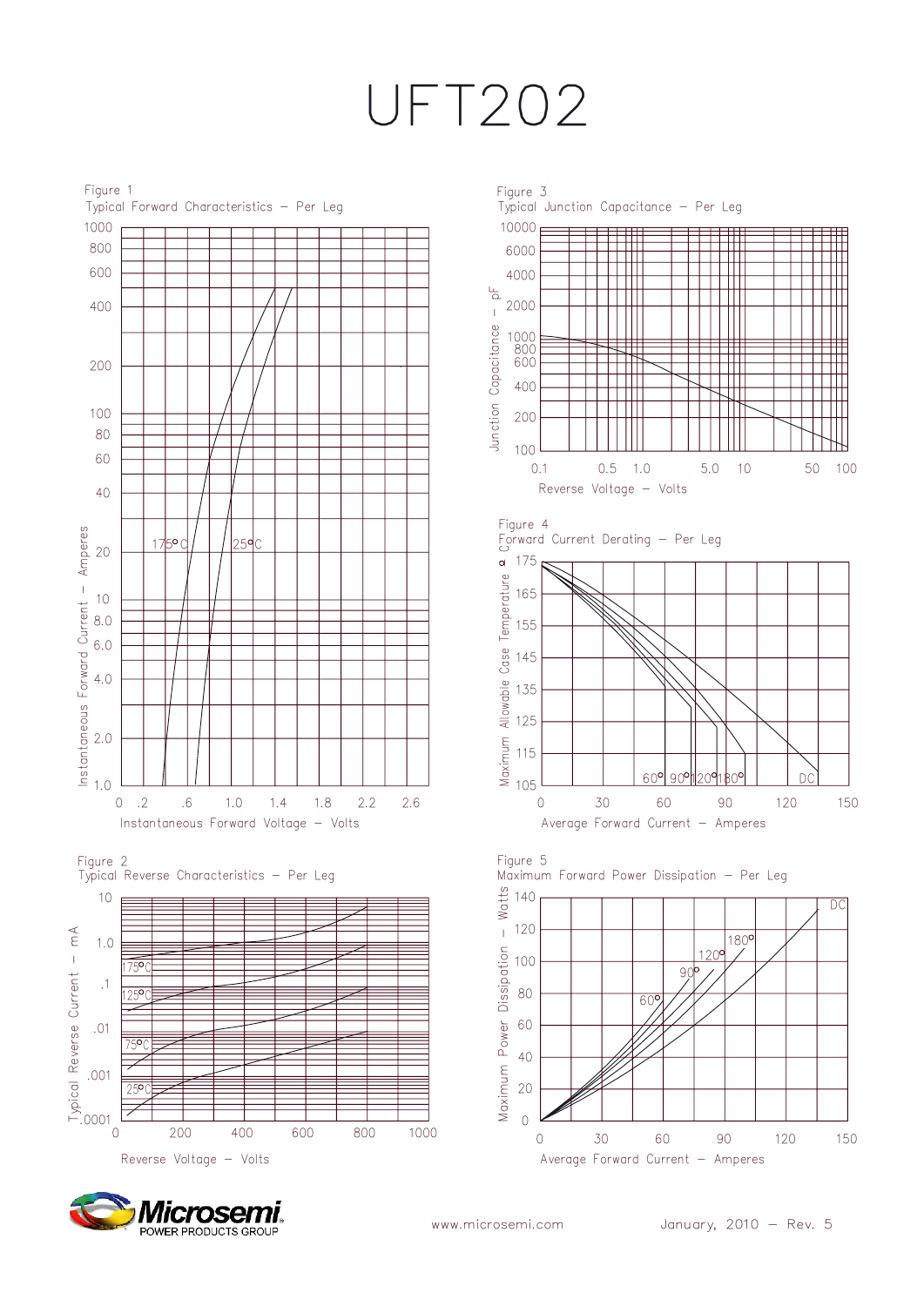# UFT202

Figure 1
Typical Forward Characteristics – Per Leg

1000
800
600
400
200
100
80
60
40
20
10
8.0
6.0
4.0
2.0
1.0

175°C
25°C

0 .2 .6 1.0 1.4 1.8 2.2 2.6

Instantaneous Forward Current – Amperes

Instantaneous Forward Voltage – Volts

Figure 3
Typical Junction Capacitance – Per Leg

10000
6000
4000
2000
1000
800
600
400
200
100

0.1 0.5 1.0 5.0 10 50 100

Junction Capacitance – pF

Reverse Voltage – Volts

Figure 4
Forward Current Derating – Per Leg

175
165
155
145
135
125
115
105

60° 90° 120° 180° DC

0 30 60 90 120 150

Maximum Allowable Case Temperature – °C

Average Forward Current – Amperes

Figure 2
Typical Reverse Characteristics – Per Leg

10
1.0
.1
.01
.001
.0001

175°C
125°C
75°C
25°C

0 200 400 600 800 1000

Typical Reverse Current – mA

Reverse Voltage – Volts

Figure 5
Maximum Forward Power Dissipation – Per Leg

140
120
100
80
60
40
20
0

DC
180°
120°
90°
60°

0 30 60 90 120 150

Maximum Power Dissipation – Watts

Average Forward Current – Amperes

Microsemi POWER PRODUCTS GROUP

www.microsemi.com

January, 2010 – Rev. 5